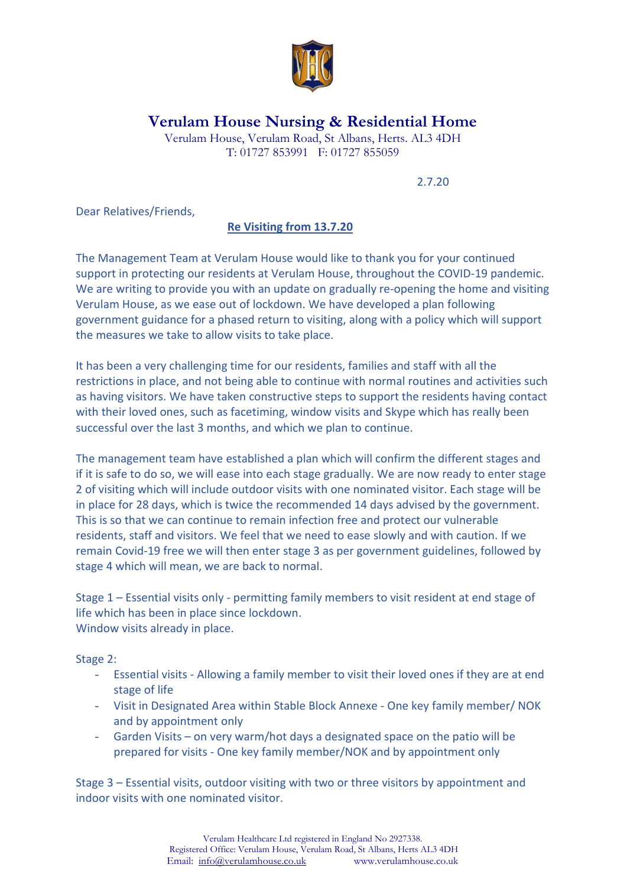# Verulam House Nursing & Residential Home

Verulam House, Verulam Road, St Albans, Herts. AL3 4DH
T: 01727 853991 F: 01727 855059

2.7.20

Dear Relatives/Friends,

**Re Visiting from 13.7.20**

The Management Team at Verulam House would like to thank you for your continued support in protecting our residents at Verulam House, throughout the COVID-19 pandemic. We are writing to provide you with an update on gradually re-opening the home and visiting Verulam House, as we ease out of lockdown. We have developed a plan following government guidance for a phased return to visiting, along with a policy which will support the measures we take to allow visits to take place.

It has been a very challenging time for our residents, families and staff with all the restrictions in place, and not being able to continue with normal routines and activities such as having visitors. We have taken constructive steps to support the residents having contact with their loved ones, such as facetiming, window visits and Skype which has really been successful over the last 3 months, and which we plan to continue.

The management team have established a plan which will confirm the different stages and if it is safe to do so, we will ease into each stage gradually. We are now ready to enter stage 2 of visiting which will include outdoor visits with one nominated visitor. Each stage will be in place for 28 days, which is twice the recommended 14 days advised by the government. This is so that we can continue to remain infection free and protect our vulnerable residents, staff and visitors. We feel that we need to ease slowly and with caution. If we remain Covid-19 free we will then enter stage 3 as per government guidelines, followed by stage 4 which will mean, we are back to normal.

Stage 1 – Essential visits only - permitting family members to visit resident at end stage of life which has been in place since lockdown.
Window visits already in place.

Stage 2:

- Essential visits - Allowing a family member to visit their loved ones if they are at end stage of life
- Visit in Designated Area within Stable Block Annexe - One key family member/ NOK and by appointment only
- Garden Visits – on very warm/hot days a designated space on the patio will be prepared for visits - One key family member/NOK and by appointment only

Stage 3 – Essential visits, outdoor visiting with two or three visitors by appointment and indoor visits with one nominated visitor.

Verulam Healthcare Ltd registered in England No 2927338.
Registered Office: Verulam House, Verulam Road, St Albans, Herts AL3 4DH
Email: info@verulamhouse.co.uk www.verulamhouse.co.uk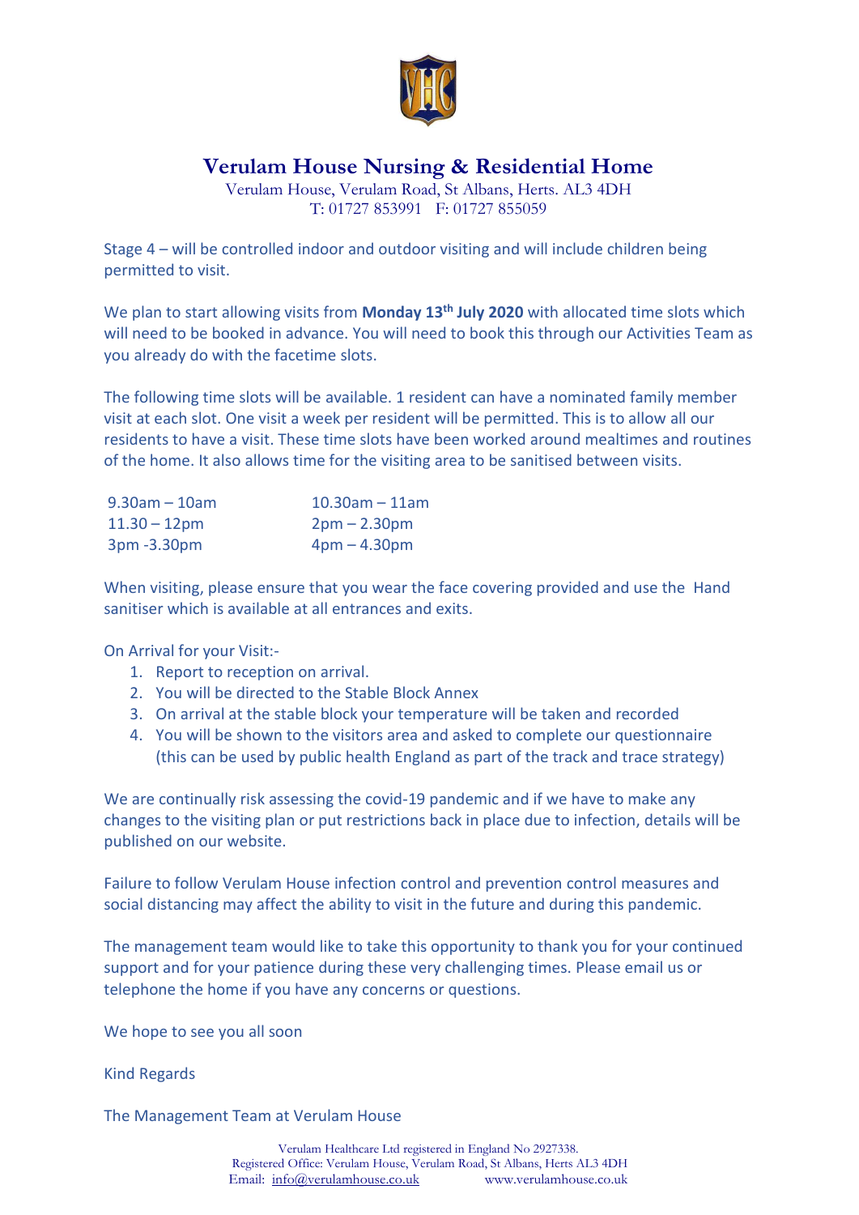# Verulam House Nursing & Residential Home

Verulam House, Verulam Road, St Albans, Herts. AL3 4DH
T: 01727 853991   F: 01727 855059

Stage 4 – will be controlled indoor and outdoor visiting and will include children being permitted to visit.

We plan to start allowing visits from **Monday 13th July 2020** with allocated time slots which will need to be booked in advance. You will need to book this through our Activities Team as you already do with the facetime slots.

The following time slots will be available. 1 resident can have a nominated family member visit at each slot. One visit a week per resident will be permitted. This is to allow all our residents to have a visit. These time slots have been worked around mealtimes and routines of the home. It also allows time for the visiting area to be sanitised between visits.

| | |
|---|---|
| 9.30am – 10am | 10.30am – 11am |
| 11.30 – 12pm | 2pm – 2.30pm |
| 3pm -3.30pm | 4pm – 4.30pm |

When visiting, please ensure that you wear the face covering provided and use the Hand sanitiser which is available at all entrances and exits.

On Arrival for your Visit:-

1. Report to reception on arrival.
2. You will be directed to the Stable Block Annex
3. On arrival at the stable block your temperature will be taken and recorded
4. You will be shown to the visitors area and asked to complete our questionnaire (this can be used by public health England as part of the track and trace strategy)

We are continually risk assessing the covid-19 pandemic and if we have to make any changes to the visiting plan or put restrictions back in place due to infection, details will be published on our website.

Failure to follow Verulam House infection control and prevention control measures and social distancing may affect the ability to visit in the future and during this pandemic.

The management team would like to take this opportunity to thank you for your continued support and for your patience during these very challenging times. Please email us or telephone the home if you have any concerns or questions.

We hope to see you all soon

Kind Regards

The Management Team at Verulam House

Verulam Healthcare Ltd registered in England No 2927338.
Registered Office: Verulam House, Verulam Road, St Albans, Herts AL3 4DH
Email: info@verulamhouse.co.uk   www.verulamhouse.co.uk